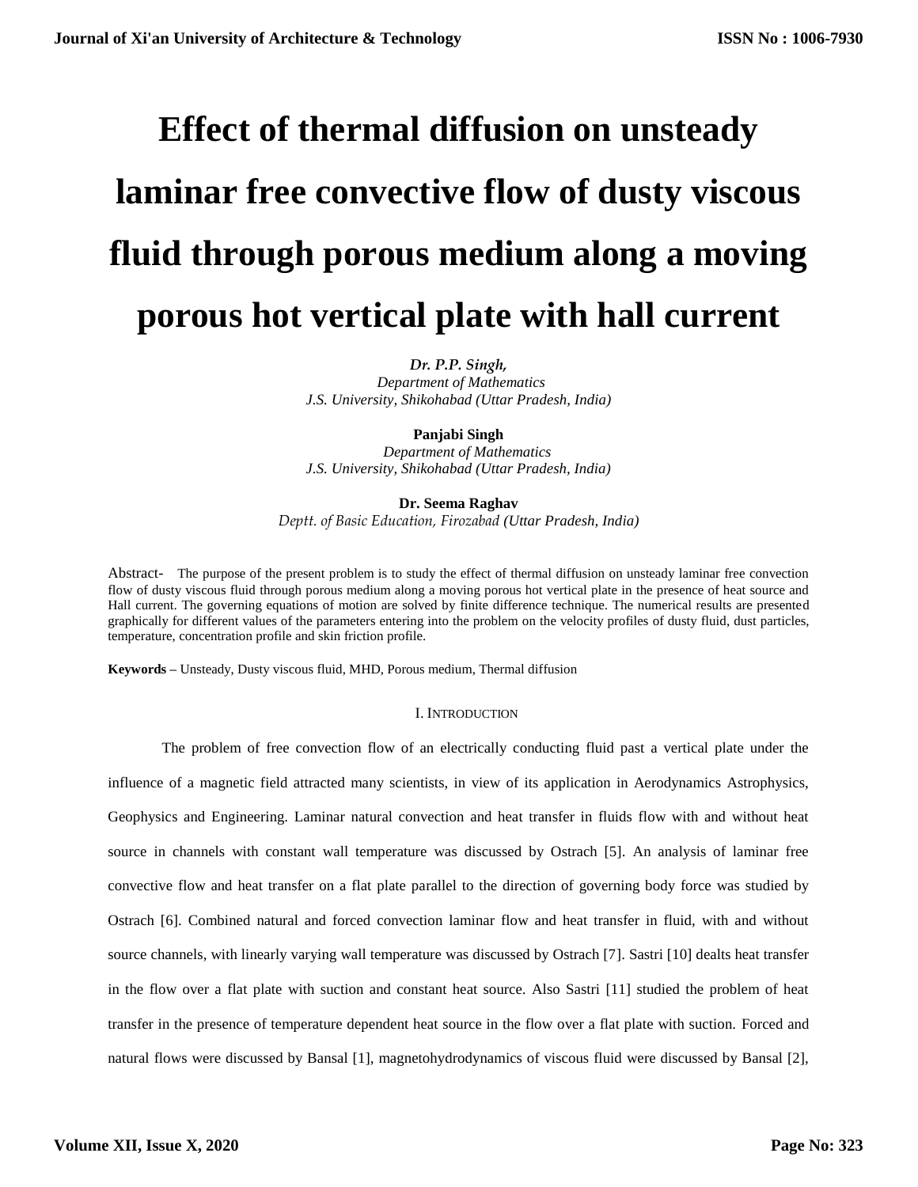# Effect of thermal diffusion on unsteady laminar free convective flow of dusty viscous fluid through porous medium along a moving porous hot vertical plate with hall current

***Dr. P.P. Singh,***
*Department of Mathematics*
*J.S. University, Shikohabad (Uttar Pradesh, India)*

**Panjabi Singh**
*Department of Mathematics*
*J.S. University, Shikohabad (Uttar Pradesh, India)*

**Dr. Seema Raghav**
*Deptt. of Basic Education, Firozabad (Uttar Pradesh, India)*

Abstract- The purpose of the present problem is to study the effect of thermal diffusion on unsteady laminar free convection flow of dusty viscous fluid through porous medium along a moving porous hot vertical plate in the presence of heat source and Hall current. The governing equations of motion are solved by finite difference technique. The numerical results are presented graphically for different values of the parameters entering into the problem on the velocity profiles of dusty fluid, dust particles, temperature, concentration profile and skin friction profile.

**Keywords** – Unsteady, Dusty viscous fluid, MHD, Porous medium, Thermal diffusion

## I. Introduction

The problem of free convection flow of an electrically conducting fluid past a vertical plate under the influence of a magnetic field attracted many scientists, in view of its application in Aerodynamics Astrophysics, Geophysics and Engineering. Laminar natural convection and heat transfer in fluids flow with and without heat source in channels with constant wall temperature was discussed by Ostrach [5]. An analysis of laminar free convective flow and heat transfer on a flat plate parallel to the direction of governing body force was studied by Ostrach [6]. Combined natural and forced convection laminar flow and heat transfer in fluid, with and without source channels, with linearly varying wall temperature was discussed by Ostrach [7]. Sastri [10] dealts heat transfer in the flow over a flat plate with suction and constant heat source. Also Sastri [11] studied the problem of heat transfer in the presence of temperature dependent heat source in the flow over a flat plate with suction. Forced and natural flows were discussed by Bansal [1], magnetohydrodynamics of viscous fluid were discussed by Bansal [2],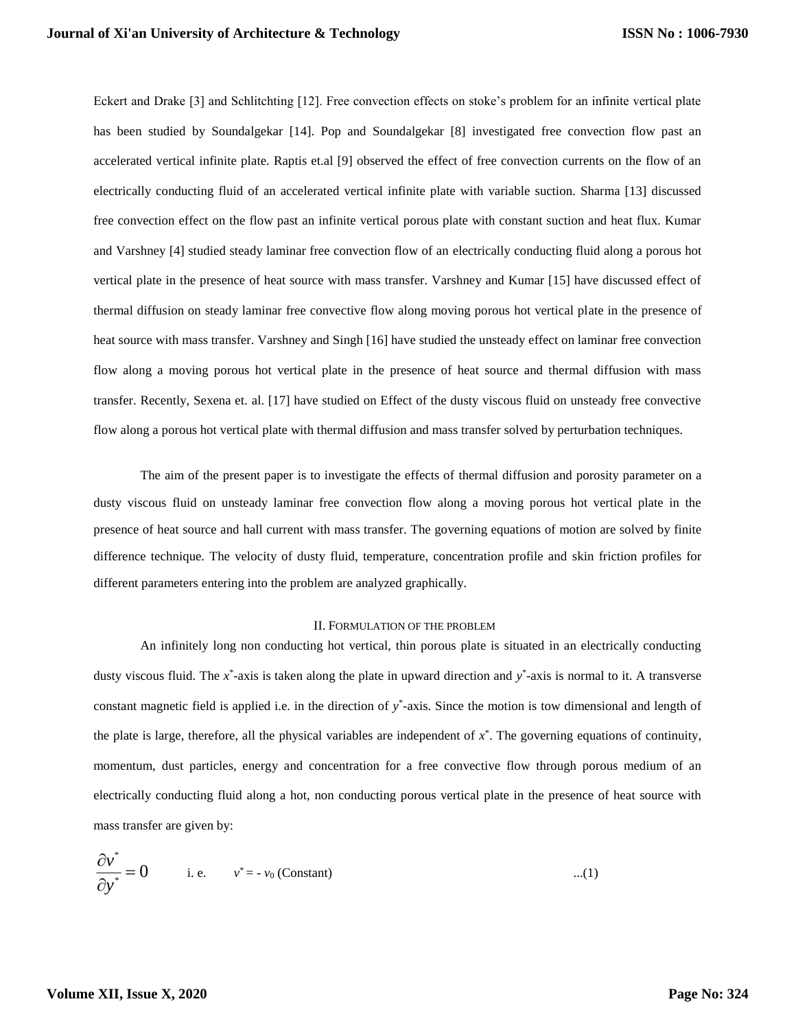Eckert and Drake [3] and Schlitchting [12]. Free convection effects on stoke's problem for an infinite vertical plate has been studied by Soundalgekar [14]. Pop and Soundalgekar [8] investigated free convection flow past an accelerated vertical infinite plate. Raptis et.al [9] observed the effect of free convection currents on the flow of an electrically conducting fluid of an accelerated vertical infinite plate with variable suction. Sharma [13] discussed free convection effect on the flow past an infinite vertical porous plate with constant suction and heat flux. Kumar and Varshney [4] studied steady laminar free convection flow of an electrically conducting fluid along a porous hot vertical plate in the presence of heat source with mass transfer. Varshney and Kumar [15] have discussed effect of thermal diffusion on steady laminar free convective flow along moving porous hot vertical plate in the presence of heat source with mass transfer. Varshney and Singh [16] have studied the unsteady effect on laminar free convection flow along a moving porous hot vertical plate in the presence of heat source and thermal diffusion with mass transfer. Recently, Sexena et. al. [17] have studied on Effect of the dusty viscous fluid on unsteady free convective flow along a porous hot vertical plate with thermal diffusion and mass transfer solved by perturbation techniques.

The aim of the present paper is to investigate the effects of thermal diffusion and porosity parameter on a dusty viscous fluid on unsteady laminar free convection flow along a moving porous hot vertical plate in the presence of heat source and hall current with mass transfer. The governing equations of motion are solved by finite difference technique. The velocity of dusty fluid, temperature, concentration profile and skin friction profiles for different parameters entering into the problem are analyzed graphically.

## II. Formulation of the Problem

An infinitely long non conducting hot vertical, thin porous plate is situated in an electrically conducting dusty viscous fluid. The $x^*$-axis is taken along the plate in upward direction and $y^*$-axis is normal to it. A transverse constant magnetic field is applied i.e. in the direction of $y^*$-axis. Since the motion is tow dimensional and length of the plate is large, therefore, all the physical variables are independent of $x^*$. The governing equations of continuity, momentum, dust particles, energy and concentration for a free convective flow through porous medium of an electrically conducting fluid along a hot, non conducting porous vertical plate in the presence of heat source with mass transfer are given by:

$$\frac{\partial v^*}{\partial y^*} = 0 \qquad \text{i. e.} \qquad v^* = -v_0 \text{ (Constant)} \qquad ...(1)$$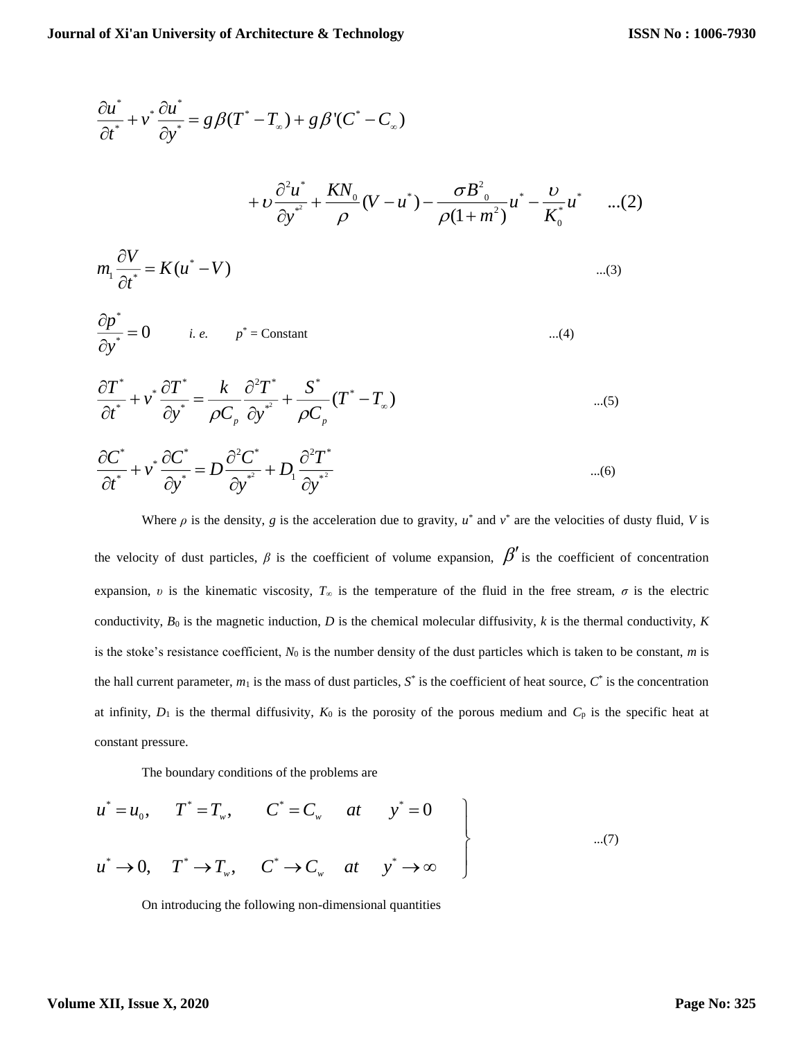$$\frac{\partial u^*}{\partial t^*} + v^* \frac{\partial u^*}{\partial y^*} = g\beta(T^* - T_\infty) + g\beta'(C^* - C_\infty)$$

$$+ \upsilon \frac{\partial^2 u^*}{\partial y^{*2}} + \frac{KN_0}{\rho}(V - u^*) - \frac{\sigma B_0^2}{\rho(1+m^2)} u^* - \frac{\upsilon}{K_0^*} u^* \quad ...(2)$$

$$m_1 \frac{\partial V}{\partial t^*} = K(u^* - V) \quad ...(3)$$

$$\frac{\partial p^*}{\partial y^*} = 0 \qquad \textit{i. e.} \qquad p^* = \text{Constant} \quad ...(4)$$

$$\frac{\partial T^*}{\partial t^*} + v^* \frac{\partial T^*}{\partial y^*} = \frac{k}{\rho C_p} \frac{\partial^2 T^*}{\partial y^{*2}} + \frac{S^*}{\rho C_p}(T^* - T_\infty) \quad ...(5)$$

$$\frac{\partial C^*}{\partial t^*} + v^* \frac{\partial C^*}{\partial y^*} = D \frac{\partial^2 C^*}{\partial y^{*2}} + D_1 \frac{\partial^2 T^*}{\partial y^{*2}} \quad ...(6)$$

Where $\rho$ is the density, $g$ is the acceleration due to gravity, $u^*$ and $v^*$ are the velocities of dusty fluid, $V$ is the velocity of dust particles, $\beta$ is the coefficient of volume expansion, $\beta'$ is the coefficient of concentration expansion, $\upsilon$ is the kinematic viscosity, $T_\infty$ is the temperature of the fluid in the free stream, $\sigma$ is the electric conductivity, $B_0$ is the magnetic induction, $D$ is the chemical molecular diffusivity, $k$ is the thermal conductivity, $K$ is the stoke's resistance coefficient, $N_0$ is the number density of the dust particles which is taken to be constant, $m$ is the hall current parameter, $m_1$ is the mass of dust particles, $S^*$ is the coefficient of heat source, $C^*$ is the concentration at infinity, $D_1$ is the thermal diffusivity, $K_0$ is the porosity of the porous medium and $C_p$ is the specific heat at constant pressure.

The boundary conditions of the problems are

$$\left.\begin{array}{llll} u^* = u_0, & T^* = T_w, & C^* = C_w & at \quad y^* = 0 \\ u^* \to 0, & T^* \to T_w, & C^* \to C_w & at \quad y^* \to \infty \end{array}\right\} \quad ...(7)$$

On introducing the following non-dimensional quantities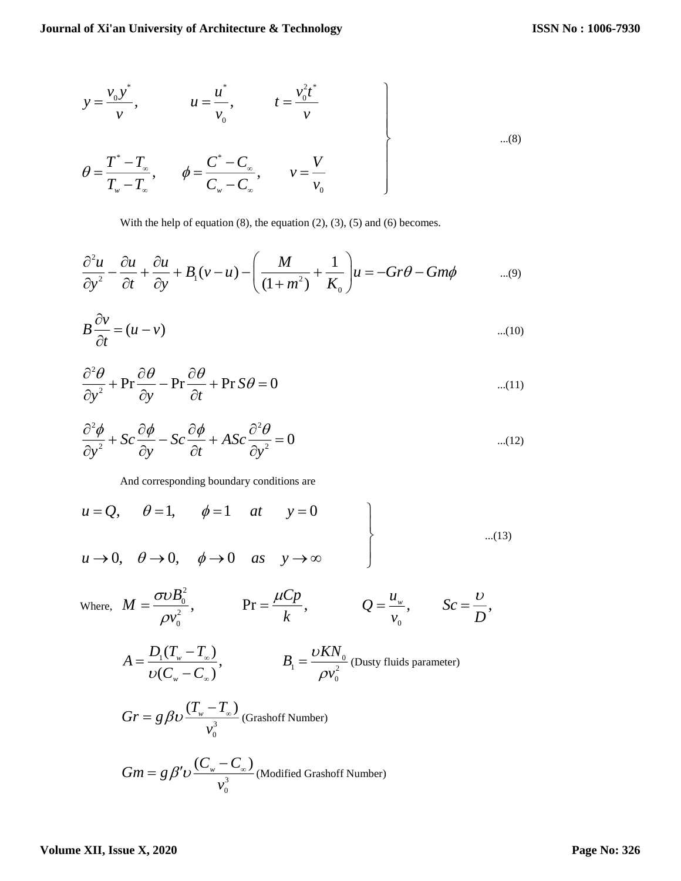$$\left.\begin{aligned} y &= \frac{v_0 y^*}{v}, \qquad u = \frac{u^*}{v_0}, \qquad t = \frac{v_0^2 t^*}{v} \\ \theta &= \frac{T^* - T_\infty}{T_w - T_\infty}, \qquad \phi = \frac{C^* - C_\infty}{C_w - C_\infty}, \qquad v = \frac{V}{v_0} \end{aligned}\right\} \qquad ...(8)$$

With the help of equation (8), the equation (2), (3), (5) and (6) becomes.

$$\frac{\partial^2 u}{\partial y^2} - \frac{\partial u}{\partial t} + \frac{\partial u}{\partial y} + B_1(v - u) - \left(\frac{M}{(1+m^2)} + \frac{1}{K_0}\right)u = -Gr\theta - Gm\phi \qquad ...(9)$$

$$B\frac{\partial v}{\partial t} = (u - v) \qquad ...(10)$$

$$\frac{\partial^2 \theta}{\partial y^2} + \Pr\frac{\partial \theta}{\partial y} - \Pr\frac{\partial \theta}{\partial t} + \Pr S\theta = 0 \qquad ...(11)$$

$$\frac{\partial^2 \phi}{\partial y^2} + Sc\frac{\partial \phi}{\partial y} - Sc\frac{\partial \phi}{\partial t} + ASc\frac{\partial^2 \theta}{\partial y^2} = 0 \qquad ...(12)$$

And corresponding boundary conditions are

$$\left.\begin{aligned} &u = Q, \quad \theta = 1, \quad \phi = 1 \quad at \quad y = 0 \\ &u \to 0, \quad \theta \to 0, \quad \phi \to 0 \quad as \quad y \to \infty \end{aligned}\right\} \qquad ...(13)$$

Where, $M = \dfrac{\sigma \upsilon B_0^2}{\rho v_0^2}$, $\Pr = \dfrac{\mu Cp}{k}$, $Q = \dfrac{u_w}{v_0}$, $Sc = \dfrac{\upsilon}{D}$,

$A = \dfrac{D_1(T_w - T_\infty)}{\upsilon(C_w - C_\infty)}$, $B_1 = \dfrac{\upsilon K N_0}{\rho v_0^2}$ (Dusty fluids parameter)

$Gr = g\beta\upsilon\dfrac{(T_w - T_\infty)}{v_0^3}$ (Grashoff Number)

$Gm = g\beta'\upsilon\dfrac{(C_w - C_\infty)}{v_0^3}$ (Modified Grashoff Number)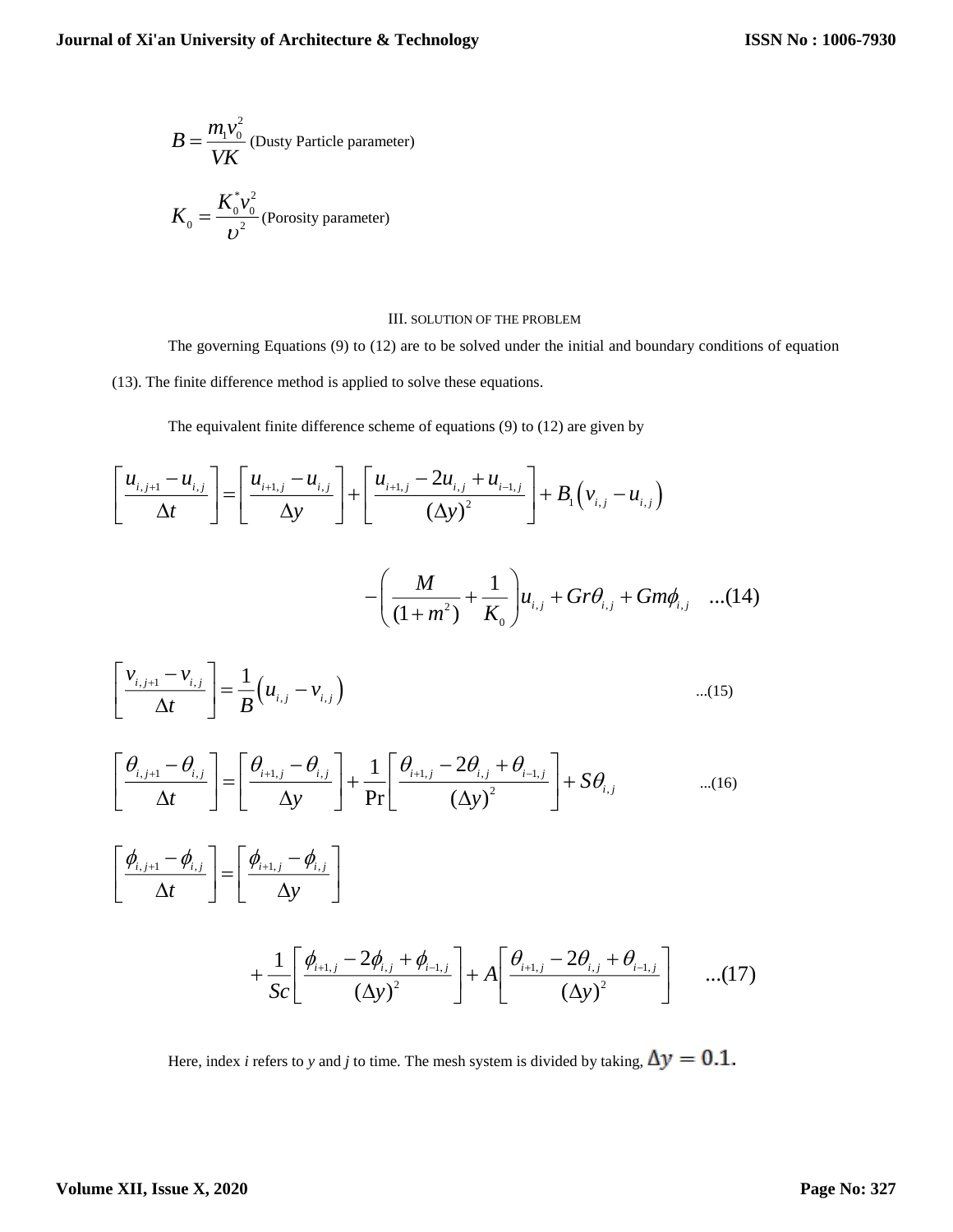$$B = \frac{m_1 v_0^2}{VK} \text{ (Dusty Particle parameter)}$$

$$K_0 = \frac{K_0^* v_0^2}{\upsilon^2} \text{ (Porosity parameter)}$$

## III. SOLUTION OF THE PROBLEM

The governing Equations (9) to (12) are to be solved under the initial and boundary conditions of equation (13). The finite difference method is applied to solve these equations.

The equivalent finite difference scheme of equations (9) to (12) are given by

$$\left[\frac{u_{i,j+1} - u_{i,j}}{\Delta t}\right] = \left[\frac{u_{i+1,j} - u_{i,j}}{\Delta y}\right] + \left[\frac{u_{i+1,j} - 2u_{i,j} + u_{i-1,j}}{(\Delta y)^2}\right] + B_1\left(v_{i,j} - u_{i,j}\right)$$

$$-\left(\frac{M}{(1+m^2)} + \frac{1}{K_0}\right)u_{i,j} + Gr\theta_{i,j} + Gm\phi_{i,j} \quad ...(14)$$

$$\left[\frac{v_{i,j+1} - v_{i,j}}{\Delta t}\right] = \frac{1}{B}\left(u_{i,j} - v_{i,j}\right) \quad ...(15)$$

$$\left[\frac{\theta_{i,j+1} - \theta_{i,j}}{\Delta t}\right] = \left[\frac{\theta_{i+1,j} - \theta_{i,j}}{\Delta y}\right] + \frac{1}{\Pr}\left[\frac{\theta_{i+1,j} - 2\theta_{i,j} + \theta_{i-1,j}}{(\Delta y)^2}\right] + S\theta_{i,j} \quad ...(16)$$

$$\left[\frac{\phi_{i,j+1} - \phi_{i,j}}{\Delta t}\right] = \left[\frac{\phi_{i+1,j} - \phi_{i,j}}{\Delta y}\right]$$

$$+\frac{1}{Sc}\left[\frac{\phi_{i+1,j} - 2\phi_{i,j} + \phi_{i-1,j}}{(\Delta y)^2}\right] + A\left[\frac{\theta_{i+1,j} - 2\theta_{i,j} + \theta_{i-1,j}}{(\Delta y)^2}\right] \quad ...(17)$$

Here, index *i* refers to *y* and *j* to time. The mesh system is divided by taking, $\Delta y = 0.1$.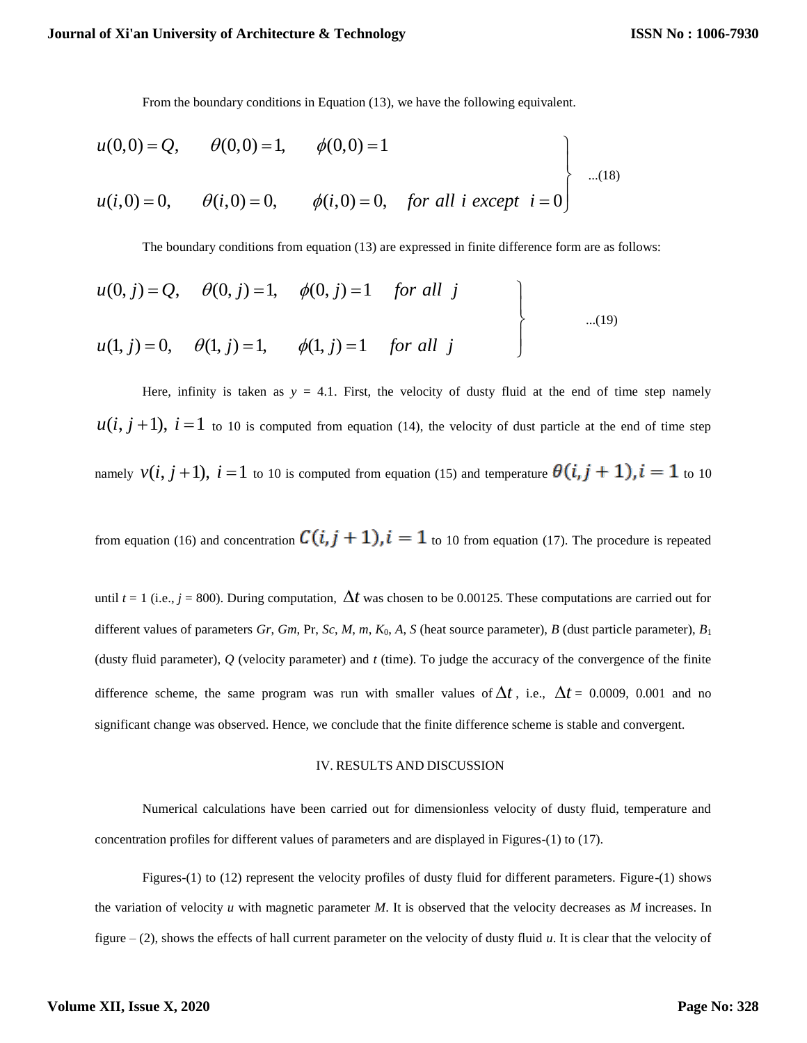From the boundary conditions in Equation (13), we have the following equivalent.

$$\left.\begin{array}{l} u(0,0)=Q, \quad \theta(0,0)=1, \quad \phi(0,0)=1 \\ u(i,0)=0, \quad \theta(i,0)=0, \quad \phi(i,0)=0, \quad for\ all\ i\ except\ \ i=0 \end{array}\right\} \quad ...(18)$$

The boundary conditions from equation (13) are expressed in finite difference form are as follows:

$$\left.\begin{array}{l} u(0,j)=Q, \quad \theta(0,j)=1, \quad \phi(0,j)=1 \quad for\ all\ \ j \\ u(1,j)=0, \quad \theta(1,j)=1, \quad \phi(1,j)=1 \quad for\ all\ \ j \end{array}\right\} \quad ...(19)$$

Here, infinity is taken as $y$ = 4.1. First, the velocity of dusty fluid at the end of time step namely $u(i, j+1),\ i=1$ to 10 is computed from equation (14), the velocity of dust particle at the end of time step namely $v(i, j+1),\ i=1$ to 10 is computed from equation (15) and temperature $\theta(i,j+1), i=1$ to 10 from equation (16) and concentration $C(i,j+1), i=1$ to 10 from equation (17). The procedure is repeated until $t$ = 1 (i.e., $j$ = 800). During computation, $\Delta t$ was chosen to be 0.00125. These computations are carried out for different values of parameters $Gr$, $Gm$, Pr, $Sc$, $M$, $m$, $K_0$, $A$, $S$ (heat source parameter), $B$ (dust particle parameter), $B_1$ (dusty fluid parameter), $Q$ (velocity parameter) and $t$ (time). To judge the accuracy of the convergence of the finite difference scheme, the same program was run with smaller values of $\Delta t$, i.e., $\Delta t$ = 0.0009, 0.001 and no significant change was observed. Hence, we conclude that the finite difference scheme is stable and convergent.

## IV. RESULTS AND DISCUSSION

Numerical calculations have been carried out for dimensionless velocity of dusty fluid, temperature and concentration profiles for different values of parameters and are displayed in Figures-(1) to (17).

Figures-(1) to (12) represent the velocity profiles of dusty fluid for different parameters. Figure-(1) shows the variation of velocity $u$ with magnetic parameter $M$. It is observed that the velocity decreases as $M$ increases. In figure – (2), shows the effects of hall current parameter on the velocity of dusty fluid $u$. It is clear that the velocity of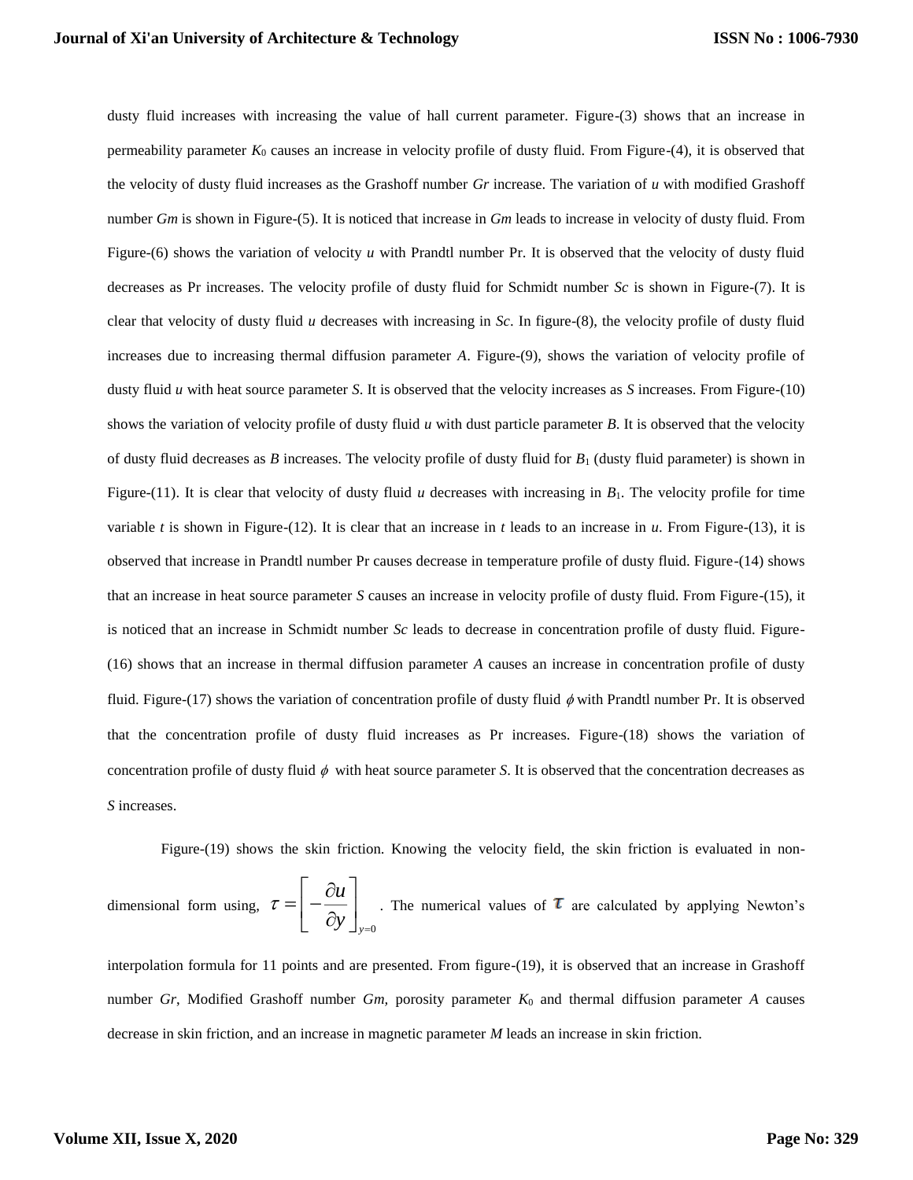dusty fluid increases with increasing the value of hall current parameter. Figure-(3) shows that an increase in permeability parameter $K_0$ causes an increase in velocity profile of dusty fluid. From Figure-(4), it is observed that the velocity of dusty fluid increases as the Grashoff number $Gr$ increase. The variation of $u$ with modified Grashoff number $Gm$ is shown in Figure-(5). It is noticed that increase in $Gm$ leads to increase in velocity of dusty fluid. From Figure-(6) shows the variation of velocity $u$ with Prandtl number Pr. It is observed that the velocity of dusty fluid decreases as Pr increases. The velocity profile of dusty fluid for Schmidt number $Sc$ is shown in Figure-(7). It is clear that velocity of dusty fluid $u$ decreases with increasing in $Sc$. In figure-(8), the velocity profile of dusty fluid increases due to increasing thermal diffusion parameter $A$. Figure-(9), shows the variation of velocity profile of dusty fluid $u$ with heat source parameter $S$. It is observed that the velocity increases as $S$ increases. From Figure-(10) shows the variation of velocity profile of dusty fluid $u$ with dust particle parameter $B$. It is observed that the velocity of dusty fluid decreases as $B$ increases. The velocity profile of dusty fluid for $B_1$ (dusty fluid parameter) is shown in Figure-(11). It is clear that velocity of dusty fluid $u$ decreases with increasing in $B_1$. The velocity profile for time variable $t$ is shown in Figure-(12). It is clear that an increase in $t$ leads to an increase in $u$. From Figure-(13), it is observed that increase in Prandtl number Pr causes decrease in temperature profile of dusty fluid. Figure-(14) shows that an increase in heat source parameter $S$ causes an increase in velocity profile of dusty fluid. From Figure-(15), it is noticed that an increase in Schmidt number $Sc$ leads to decrease in concentration profile of dusty fluid. Figure-(16) shows that an increase in thermal diffusion parameter $A$ causes an increase in concentration profile of dusty fluid. Figure-(17) shows the variation of concentration profile of dusty fluid $\phi$ with Prandtl number Pr. It is observed that the concentration profile of dusty fluid increases as Pr increases. Figure-(18) shows the variation of concentration profile of dusty fluid $\phi$ with heat source parameter $S$. It is observed that the concentration decreases as $S$ increases.

Figure-(19) shows the skin friction. Knowing the velocity field, the skin friction is evaluated in non-dimensional form using, $\tau = \left[ -\dfrac{\partial u}{\partial y} \right]_{y=0}$. The numerical values of $\tau$ are calculated by applying Newton's interpolation formula for 11 points and are presented. From figure-(19), it is observed that an increase in Grashoff number $Gr$, Modified Grashoff number $Gm$, porosity parameter $K_0$ and thermal diffusion parameter $A$ causes decrease in skin friction, and an increase in magnetic parameter $M$ leads an increase in skin friction.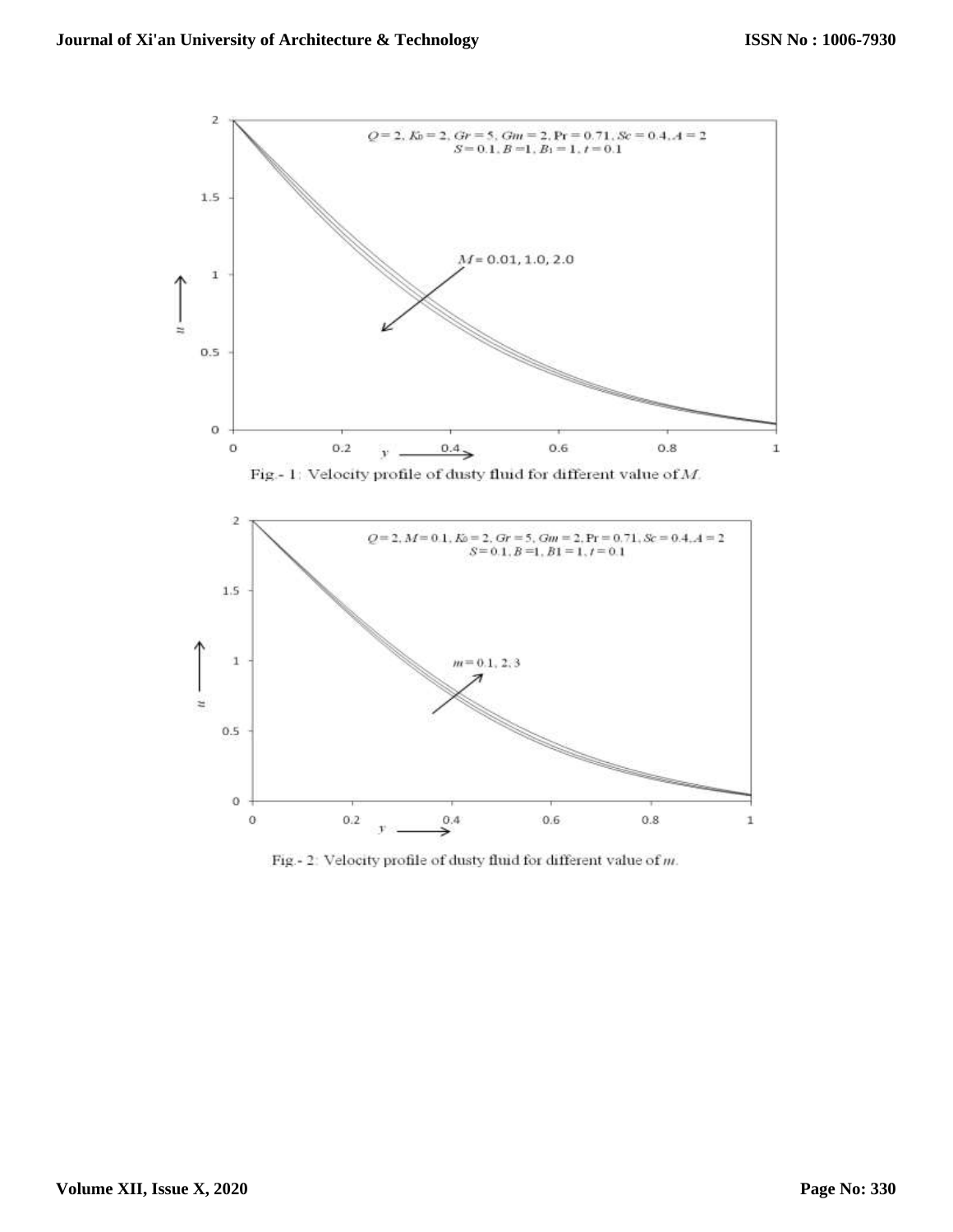Fig.- 1: Velocity profile of dusty fluid for different value of $M$.

Fig.- 2: Velocity profile of dusty fluid for different value of $m$.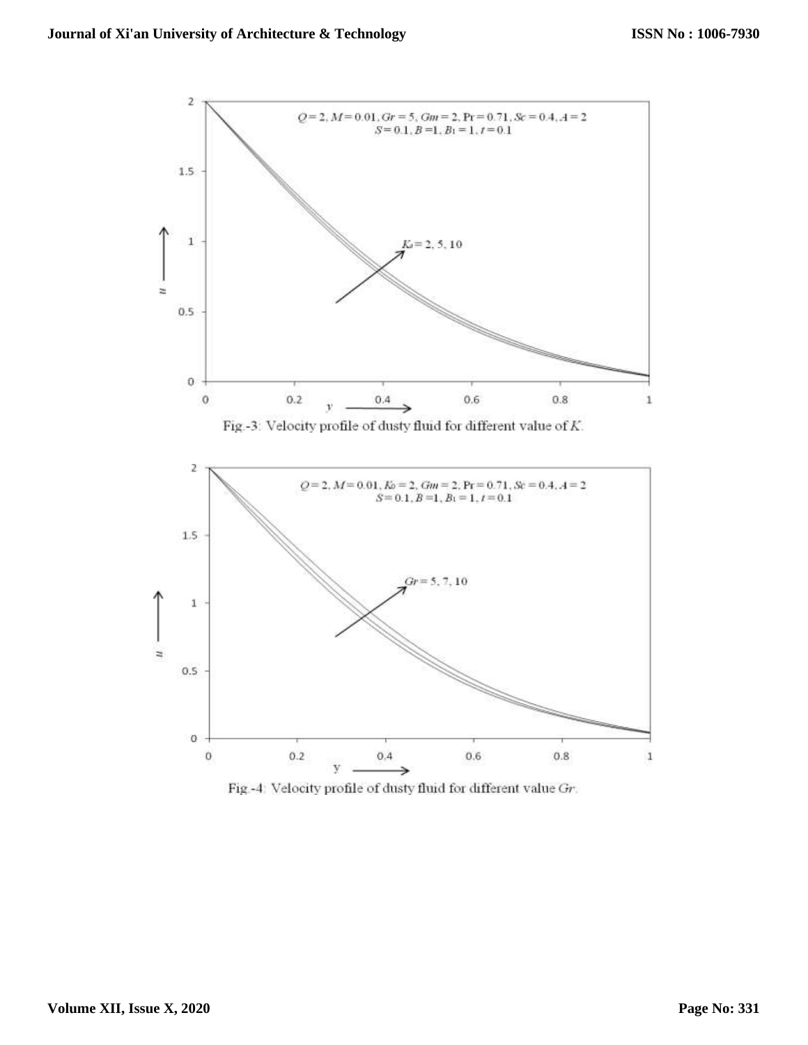Fig.-3: Velocity profile of dusty fluid for different value of $K$.

Fig.-4: Velocity profile of dusty fluid for different value $Gr$.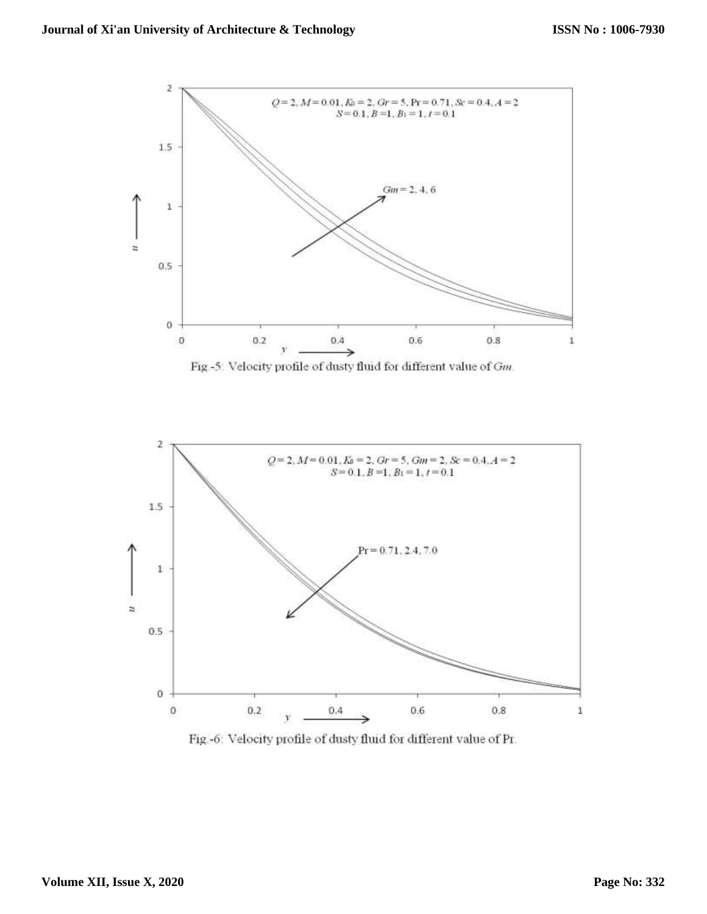Fig.-5: Velocity profile of dusty fluid for different value of $Gm$.

Fig.-6: Velocity profile of dusty fluid for different value of Pr.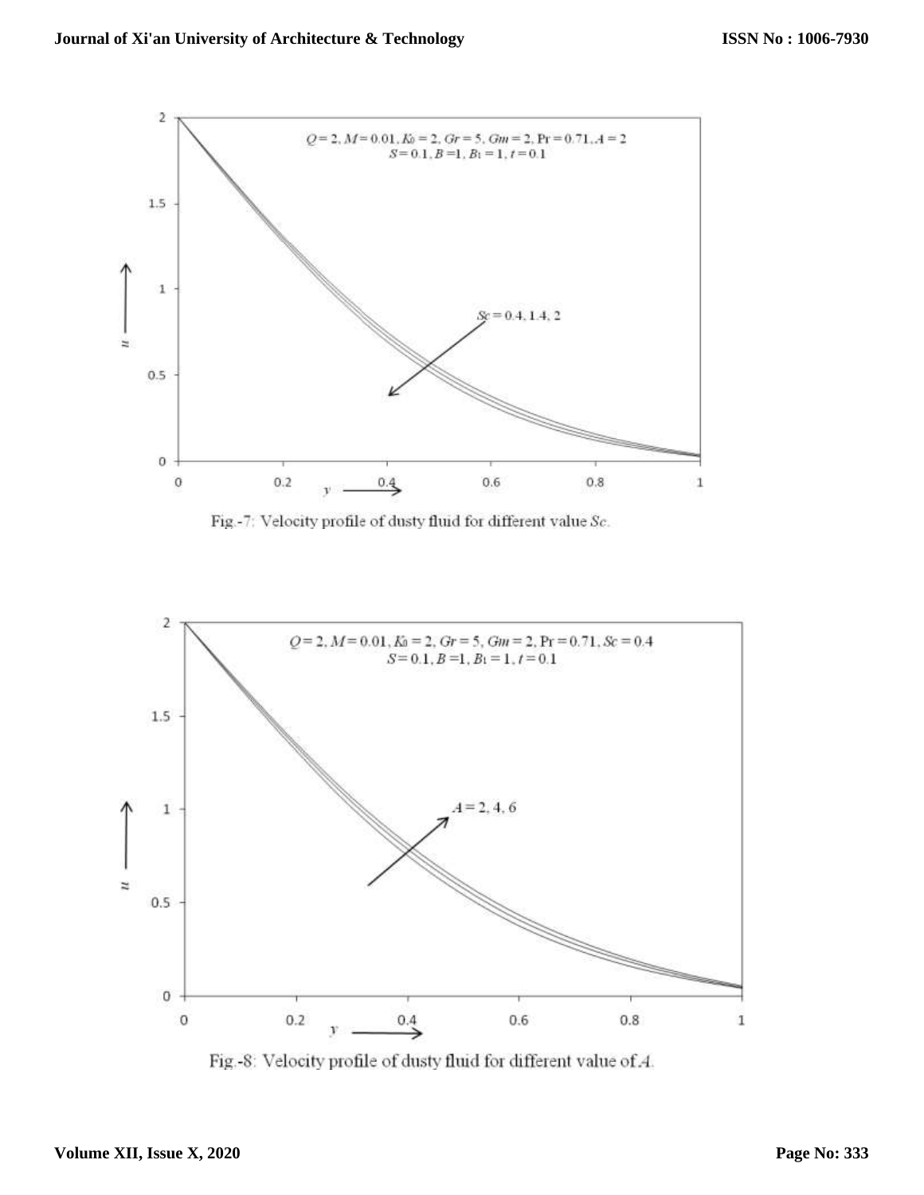Fig.-7: Velocity profile of dusty fluid for different value $Sc$.

Fig.-8: Velocity profile of dusty fluid for different value of $A$.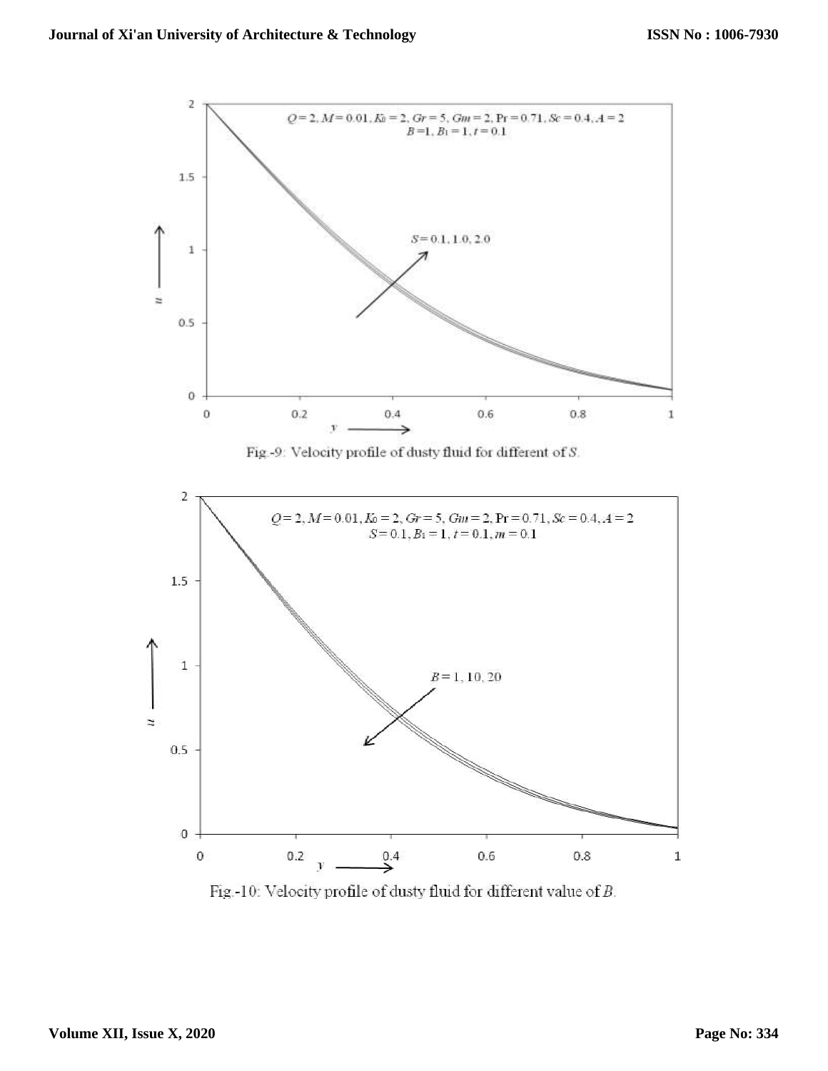Fig.-9: Velocity profile of dusty fluid for different of $S$.

Fig.-10: Velocity profile of dusty fluid for different value of $B$.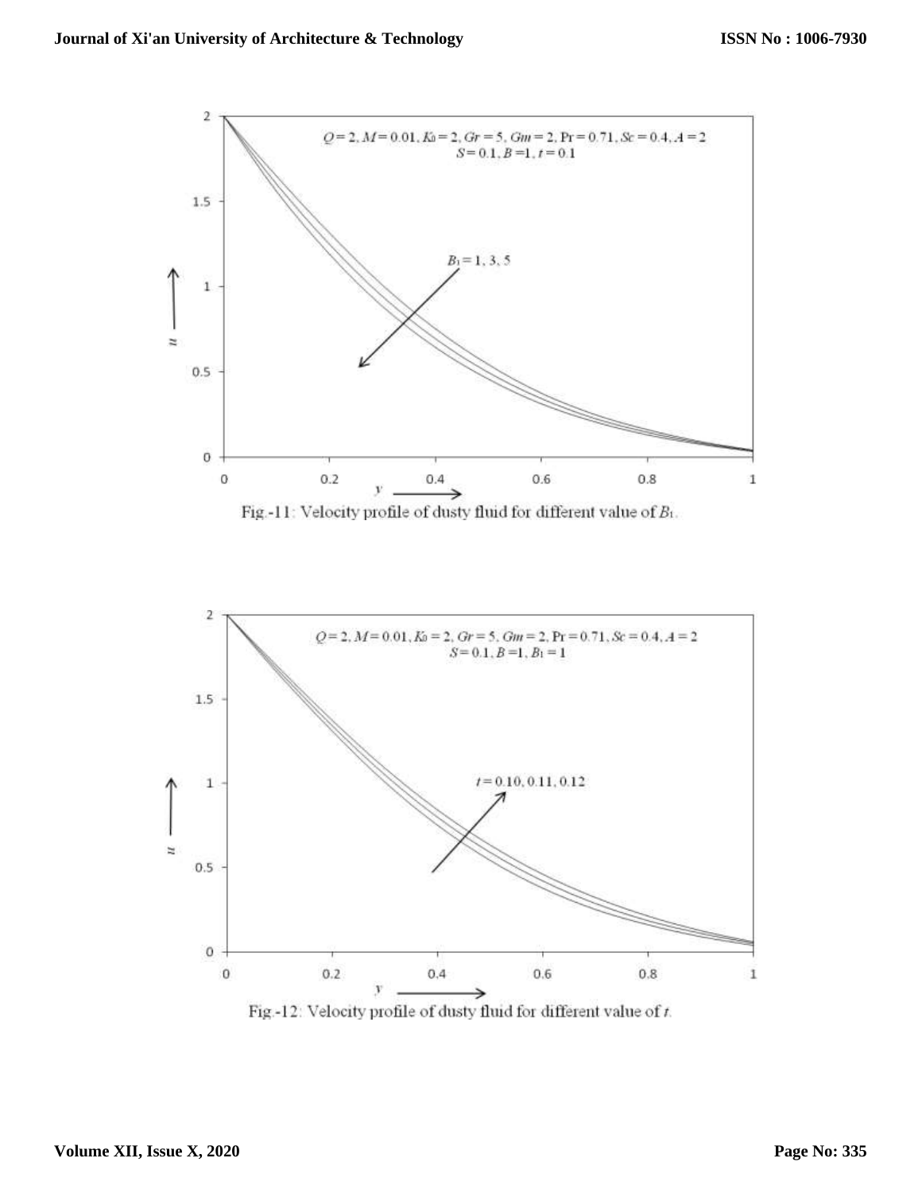Fig.-11: Velocity profile of dusty fluid for different value of $B_1$.

Fig.-12: Velocity profile of dusty fluid for different value of $t$.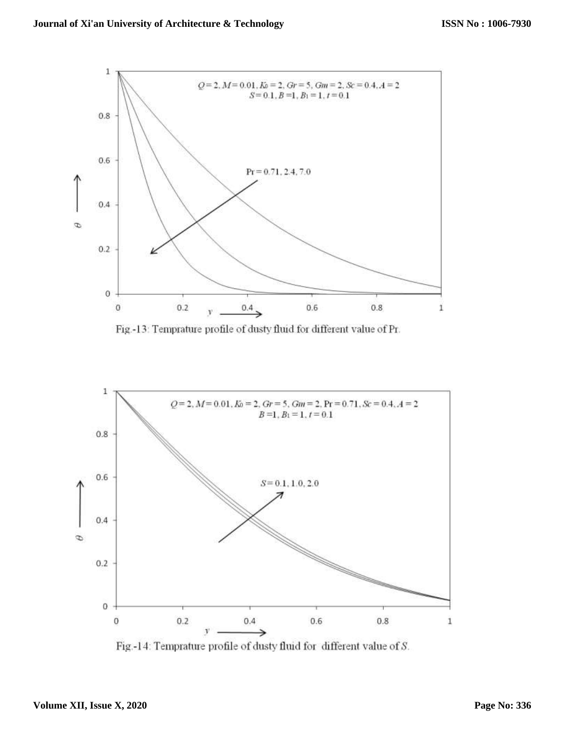Fig.-13: Temprature profile of dusty fluid for different value of Pr.

Fig.-14: Temprature profile of dusty fluid for different value of $S$.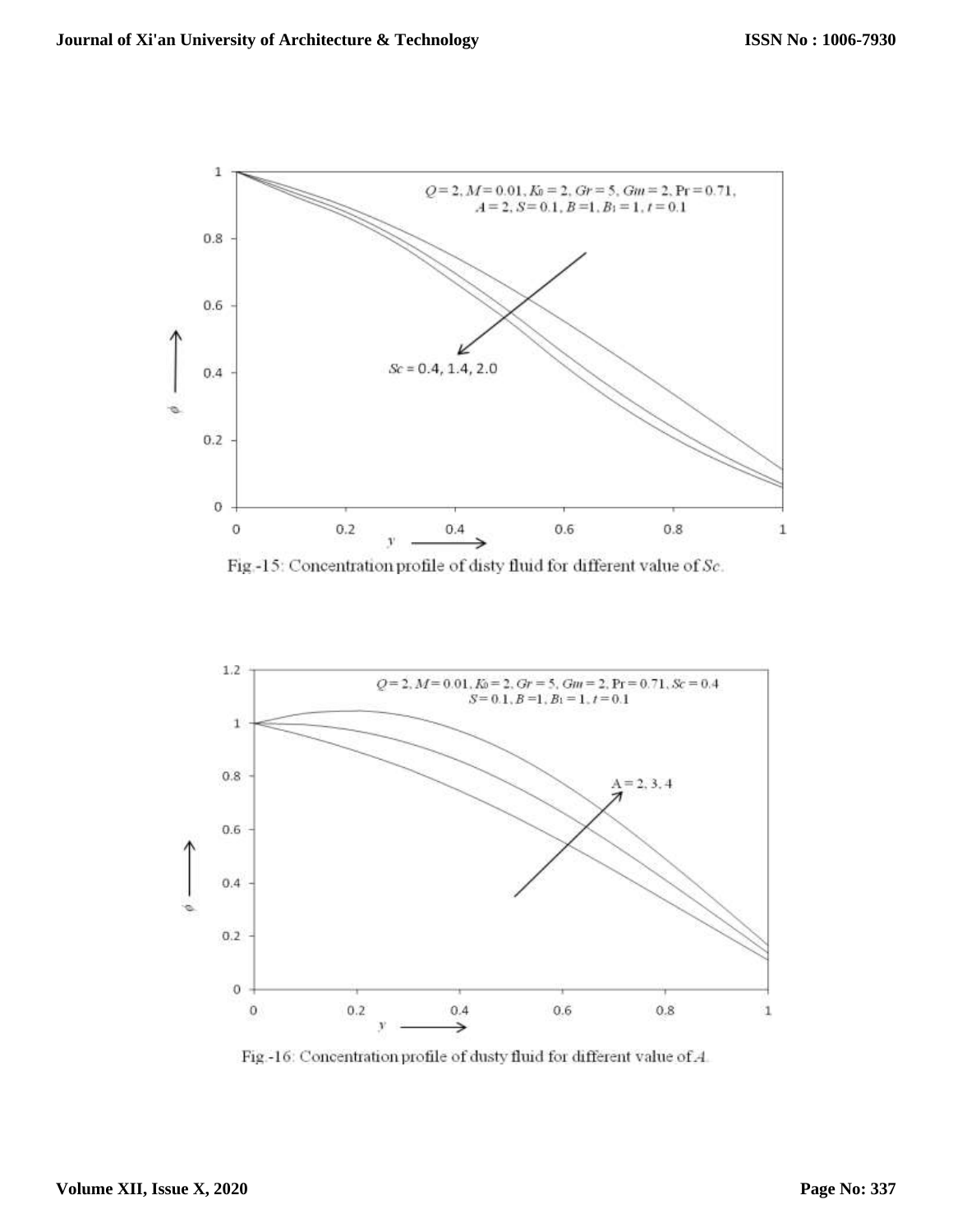Fig.-15: Concentration profile of disty fluid for different value of $Sc$.

Fig.-16: Concentration profile of dusty fluid for different value of $A$.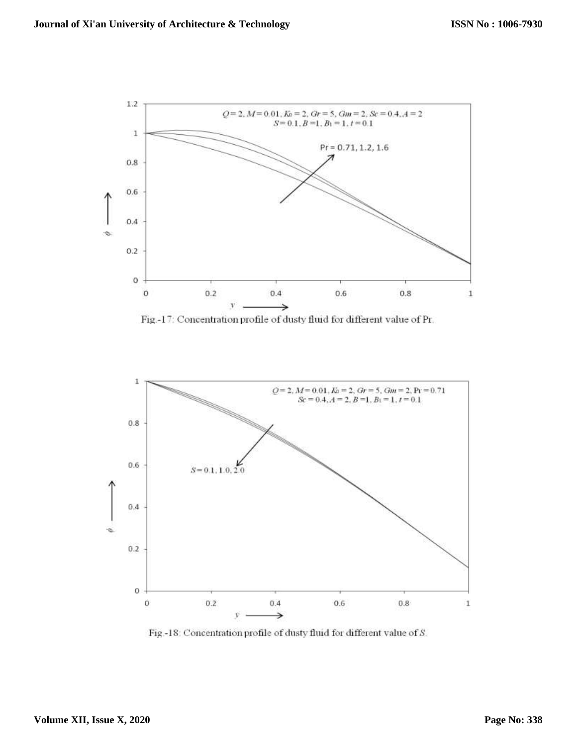Fig.-17: Concentration profile of dusty fluid for different value of Pr.

Fig.-18: Concentration profile of dusty fluid for different value of $S$.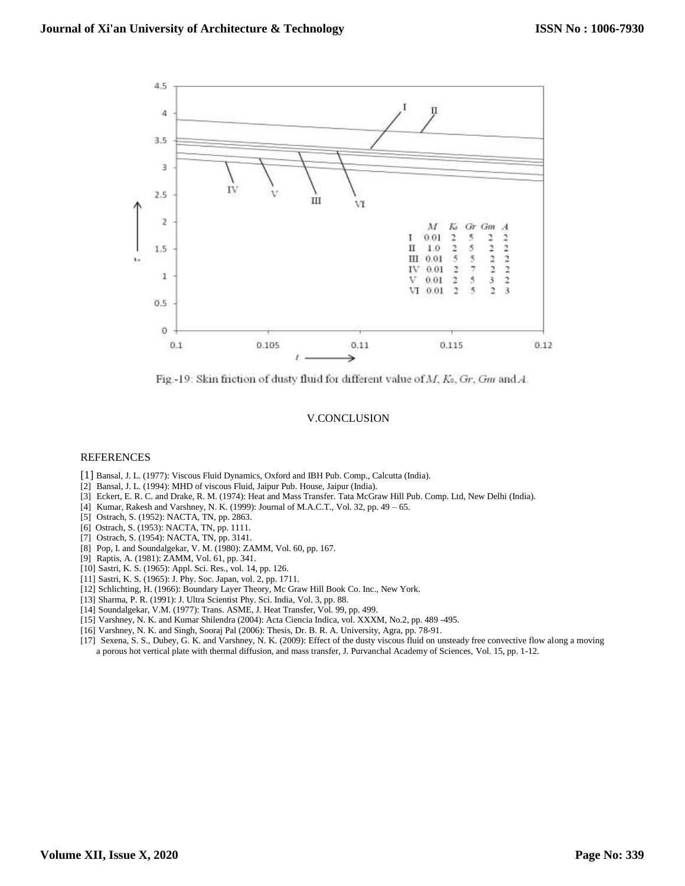4.5
4
3.5
3
2.5
2
1.5
1
0.5
0

0.1 0.105 0.11 0.115 0.12

$t$ ⟶

I II III IV V VI

$M$ $K_o$ $Gr$ $Gm$ $A$
I 0.01 2 5 2 2
II 1.0 2 5 2 2
III 0.01 5 5 2 2
IV 0.01 2 7 2 2
V 0.01 2 5 3 2
VI 0.01 2 5 2 3

Fig.-19: Skin friction of dusty fluid for different value of $M$, $K_o$, $Gr$, $Gm$ and $A$.

## V.CONCLUSION

## REFERENCES

[1] Bansal, J. L. (1977): Viscous Fluid Dynamics, Oxford and IBH Pub. Comp., Calcutta (India).
[2] Bansal, J. L. (1994): MHD of viscous Fluid, Jaipur Pub. House, Jaipur (India).
[3] Eckert, E. R. C. and Drake, R. M. (1974): Heat and Mass Transfer. Tata McGraw Hill Pub. Comp. Ltd, New Delhi (India).
[4] Kumar, Rakesh and Varshney, N. K. (1999): Journal of M.A.C.T., Vol. 32, pp. 49 – 65.
[5] Ostrach, S. (1952): NACTA, TN, pp. 2863.
[6] Ostrach, S. (1953): NACTA, TN, pp. 1111.
[7] Ostrach, S. (1954): NACTA, TN, pp. 3141.
[8] Pop, I. and Soundalgekar, V. M. (1980): ZAMM, Vol. 60, pp. 167.
[9] Raptis, A. (1981): ZAMM, Vol. 61, pp. 341.
[10] Sastri, K. S. (1965): Appl. Sci. Res., vol. 14, pp. 126.
[11] Sastri, K. S. (1965): J. Phy. Soc. Japan, vol. 2, pp. 1711.
[12] Schlichting, H. (1966): Boundary Layer Theory, Mc Graw Hill Book Co. Inc., New York.
[13] Sharma, P. R. (1991): J. Ultra Scientist Phy. Sci. India, Vol. 3, pp. 88.
[14] Soundalgekar, V.M. (1977): Trans. ASME, J. Heat Transfer, Vol. 99, pp. 499.
[15] Varshney, N. K. and Kumar Shilendra (2004): Acta Ciencia Indica, vol. XXXM, No.2, pp. 489 -495.
[16] Varshney, N. K. and Singh, Sooraj Pal (2006): Thesis, Dr. B. R. A. University, Agra, pp. 78-91.
[17] Sexena, S. S., Dubey, G. K. and Varshney, N. K. (2009): Effect of the dusty viscous fluid on unsteady free convective flow along a moving a porous hot vertical plate with thermal diffusion, and mass transfer, J. Purvanchal Academy of Sciences, Vol. 15, pp. 1-12.